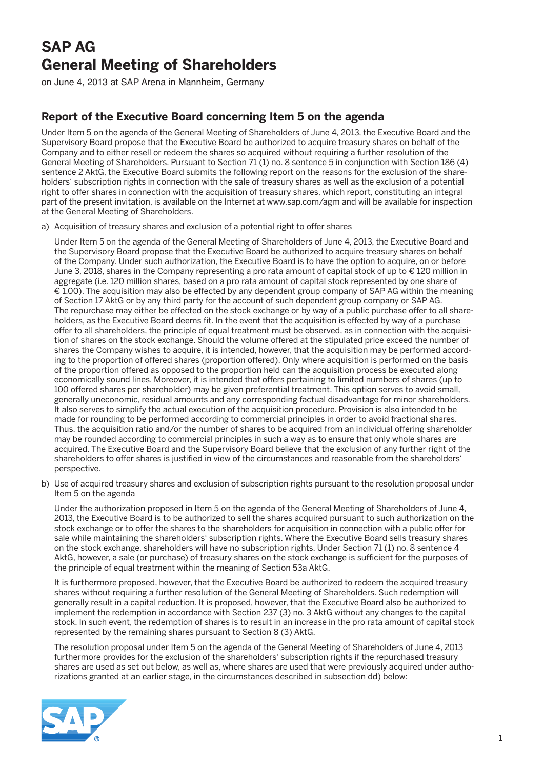# SAP AG
# General Meeting of Shareholders

on June 4, 2013 at SAP Arena in Mannheim, Germany

## Report of the Executive Board concerning Item 5 on the agenda

Under Item 5 on the agenda of the General Meeting of Shareholders of June 4, 2013, the Executive Board and the Supervisory Board propose that the Executive Board be authorized to acquire treasury shares on behalf of the Company and to either resell or redeem the shares so acquired without requiring a further resolution of the General Meeting of Shareholders. Pursuant to Section 71 (1) no. 8 sentence 5 in conjunction with Section 186 (4) sentence 2 AktG, the Executive Board submits the following report on the reasons for the exclusion of the shareholders' subscription rights in connection with the sale of treasury shares as well as the exclusion of a potential right to offer shares in connection with the acquisition of treasury shares, which report, constituting an integral part of the present invitation, is available on the Internet at www.sap.com/agm and will be available for inspection at the General Meeting of Shareholders.

a) Acquisition of treasury shares and exclusion of a potential right to offer shares

Under Item 5 on the agenda of the General Meeting of Shareholders of June 4, 2013, the Executive Board and the Supervisory Board propose that the Executive Board be authorized to acquire treasury shares on behalf of the Company. Under such authorization, the Executive Board is to have the option to acquire, on or before June 3, 2018, shares in the Company representing a pro rata amount of capital stock of up to € 120 million in aggregate (i.e. 120 million shares, based on a pro rata amount of capital stock represented by one share of € 1.00). The acquisition may also be effected by any dependent group company of SAP AG within the meaning of Section 17 AktG or by any third party for the account of such dependent group company or SAP AG. The repurchase may either be effected on the stock exchange or by way of a public purchase offer to all shareholders, as the Executive Board deems fit. In the event that the acquisition is effected by way of a purchase offer to all shareholders, the principle of equal treatment must be observed, as in connection with the acquisition of shares on the stock exchange. Should the volume offered at the stipulated price exceed the number of shares the Company wishes to acquire, it is intended, however, that the acquisition may be performed according to the proportion of offered shares (proportion offered). Only where acquisition is performed on the basis of the proportion offered as opposed to the proportion held can the acquisition process be executed along economically sound lines. Moreover, it is intended that offers pertaining to limited numbers of shares (up to 100 offered shares per shareholder) may be given preferential treatment. This option serves to avoid small, generally uneconomic, residual amounts and any corresponding factual disadvantage for minor shareholders. It also serves to simplify the actual execution of the acquisition procedure. Provision is also intended to be made for rounding to be performed according to commercial principles in order to avoid fractional shares. Thus, the acquisition ratio and/or the number of shares to be acquired from an individual offering shareholder may be rounded according to commercial principles in such a way as to ensure that only whole shares are acquired. The Executive Board and the Supervisory Board believe that the exclusion of any further right of the shareholders to offer shares is justified in view of the circumstances and reasonable from the shareholders' perspective.

b) Use of acquired treasury shares and exclusion of subscription rights pursuant to the resolution proposal under Item 5 on the agenda

Under the authorization proposed in Item 5 on the agenda of the General Meeting of Shareholders of June 4, 2013, the Executive Board is to be authorized to sell the shares acquired pursuant to such authorization on the stock exchange or to offer the shares to the shareholders for acquisition in connection with a public offer for sale while maintaining the shareholders' subscription rights. Where the Executive Board sells treasury shares on the stock exchange, shareholders will have no subscription rights. Under Section 71 (1) no. 8 sentence 4 AktG, however, a sale (or purchase) of treasury shares on the stock exchange is sufficient for the purposes of the principle of equal treatment within the meaning of Section 53a AktG.

It is furthermore proposed, however, that the Executive Board be authorized to redeem the acquired treasury shares without requiring a further resolution of the General Meeting of Shareholders. Such redemption will generally result in a capital reduction. It is proposed, however, that the Executive Board also be authorized to implement the redemption in accordance with Section 237 (3) no. 3 AktG without any changes to the capital stock. In such event, the redemption of shares is to result in an increase in the pro rata amount of capital stock represented by the remaining shares pursuant to Section 8 (3) AktG.

The resolution proposal under Item 5 on the agenda of the General Meeting of Shareholders of June 4, 2013 furthermore provides for the exclusion of the shareholders' subscription rights if the repurchased treasury shares are used as set out below, as well as, where shares are used that were previously acquired under authorizations granted at an earlier stage, in the circumstances described in subsection dd) below: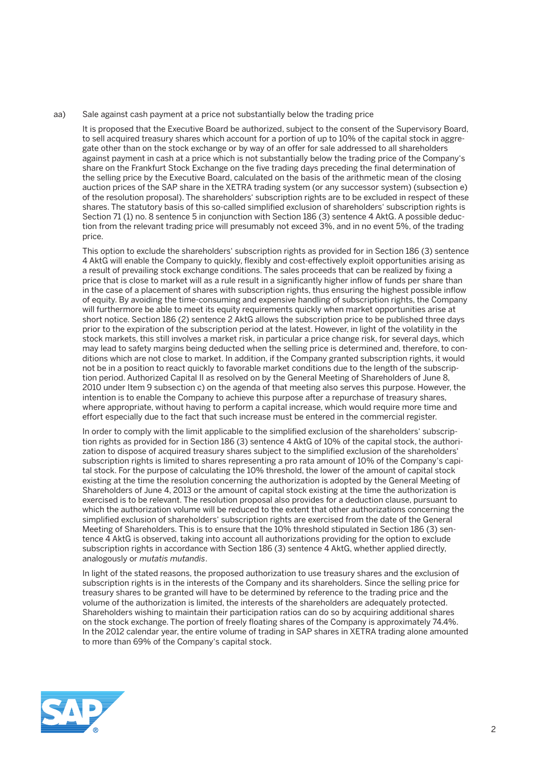aa) Sale against cash payment at a price not substantially below the trading price

It is proposed that the Executive Board be authorized, subject to the consent of the Supervisory Board, to sell acquired treasury shares which account for a portion of up to 10% of the capital stock in aggregate other than on the stock exchange or by way of an offer for sale addressed to all shareholders against payment in cash at a price which is not substantially below the trading price of the Company's share on the Frankfurt Stock Exchange on the five trading days preceding the final determination of the selling price by the Executive Board, calculated on the basis of the arithmetic mean of the closing auction prices of the SAP share in the XETRA trading system (or any successor system) (subsection e) of the resolution proposal). The shareholders' subscription rights are to be excluded in respect of these shares. The statutory basis of this so-called simplified exclusion of shareholders' subscription rights is Section 71 (1) no. 8 sentence 5 in conjunction with Section 186 (3) sentence 4 AktG. A possible deduction from the relevant trading price will presumably not exceed 3%, and in no event 5%, of the trading price.

This option to exclude the shareholders' subscription rights as provided for in Section 186 (3) sentence 4 AktG will enable the Company to quickly, flexibly and cost-effectively exploit opportunities arising as a result of prevailing stock exchange conditions. The sales proceeds that can be realized by fixing a price that is close to market will as a rule result in a significantly higher inflow of funds per share than in the case of a placement of shares with subscription rights, thus ensuring the highest possible inflow of equity. By avoiding the time-consuming and expensive handling of subscription rights, the Company will furthermore be able to meet its equity requirements quickly when market opportunities arise at short notice. Section 186 (2) sentence 2 AktG allows the subscription price to be published three days prior to the expiration of the subscription period at the latest. However, in light of the volatility in the stock markets, this still involves a market risk, in particular a price change risk, for several days, which may lead to safety margins being deducted when the selling price is determined and, therefore, to conditions which are not close to market. In addition, if the Company granted subscription rights, it would not be in a position to react quickly to favorable market conditions due to the length of the subscription period. Authorized Capital II as resolved on by the General Meeting of Shareholders of June 8, 2010 under Item 9 subsection c) on the agenda of that meeting also serves this purpose. However, the intention is to enable the Company to achieve this purpose after a repurchase of treasury shares, where appropriate, without having to perform a capital increase, which would require more time and effort especially due to the fact that such increase must be entered in the commercial register.

In order to comply with the limit applicable to the simplified exclusion of the shareholders' subscription rights as provided for in Section 186 (3) sentence 4 AktG of 10% of the capital stock, the authorization to dispose of acquired treasury shares subject to the simplified exclusion of the shareholders' subscription rights is limited to shares representing a pro rata amount of 10% of the Company's capital stock. For the purpose of calculating the 10% threshold, the lower of the amount of capital stock existing at the time the resolution concerning the authorization is adopted by the General Meeting of Shareholders of June 4, 2013 or the amount of capital stock existing at the time the authorization is exercised is to be relevant. The resolution proposal also provides for a deduction clause, pursuant to which the authorization volume will be reduced to the extent that other authorizations concerning the simplified exclusion of shareholders' subscription rights are exercised from the date of the General Meeting of Shareholders. This is to ensure that the 10% threshold stipulated in Section 186 (3) sentence 4 AktG is observed, taking into account all authorizations providing for the option to exclude subscription rights in accordance with Section 186 (3) sentence 4 AktG, whether applied directly, analogously or *mutatis mutandis*.

In light of the stated reasons, the proposed authorization to use treasury shares and the exclusion of subscription rights is in the interests of the Company and its shareholders. Since the selling price for treasury shares to be granted will have to be determined by reference to the trading price and the volume of the authorization is limited, the interests of the shareholders are adequately protected. Shareholders wishing to maintain their participation ratios can do so by acquiring additional shares on the stock exchange. The portion of freely floating shares of the Company is approximately 74.4%. In the 2012 calendar year, the entire volume of trading in SAP shares in XETRA trading alone amounted to more than 69% of the Company's capital stock.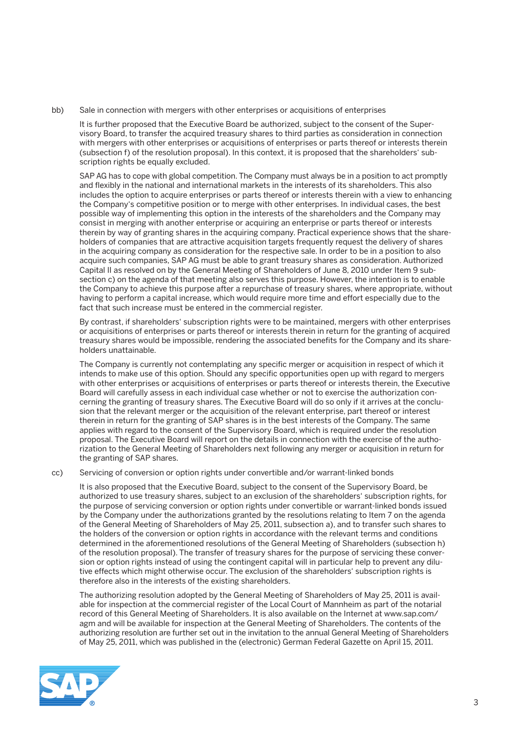bb) Sale in connection with mergers with other enterprises or acquisitions of enterprises

It is further proposed that the Executive Board be authorized, subject to the consent of the Supervisory Board, to transfer the acquired treasury shares to third parties as consideration in connection with mergers with other enterprises or acquisitions of enterprises or parts thereof or interests therein (subsection f) of the resolution proposal). In this context, it is proposed that the shareholders' subscription rights be equally excluded.

SAP AG has to cope with global competition. The Company must always be in a position to act promptly and flexibly in the national and international markets in the interests of its shareholders. This also includes the option to acquire enterprises or parts thereof or interests therein with a view to enhancing the Company's competitive position or to merge with other enterprises. In individual cases, the best possible way of implementing this option in the interests of the shareholders and the Company may consist in merging with another enterprise or acquiring an enterprise or parts thereof or interests therein by way of granting shares in the acquiring company. Practical experience shows that the shareholders of companies that are attractive acquisition targets frequently request the delivery of shares in the acquiring company as consideration for the respective sale. In order to be in a position to also acquire such companies, SAP AG must be able to grant treasury shares as consideration. Authorized Capital II as resolved on by the General Meeting of Shareholders of June 8, 2010 under Item 9 subsection c) on the agenda of that meeting also serves this purpose. However, the intention is to enable the Company to achieve this purpose after a repurchase of treasury shares, where appropriate, without having to perform a capital increase, which would require more time and effort especially due to the fact that such increase must be entered in the commercial register.

By contrast, if shareholders' subscription rights were to be maintained, mergers with other enterprises or acquisitions of enterprises or parts thereof or interests therein in return for the granting of acquired treasury shares would be impossible, rendering the associated benefits for the Company and its shareholders unattainable.

The Company is currently not contemplating any specific merger or acquisition in respect of which it intends to make use of this option. Should any specific opportunities open up with regard to mergers with other enterprises or acquisitions of enterprises or parts thereof or interests therein, the Executive Board will carefully assess in each individual case whether or not to exercise the authorization concerning the granting of treasury shares. The Executive Board will do so only if it arrives at the conclusion that the relevant merger or the acquisition of the relevant enterprise, part thereof or interest therein in return for the granting of SAP shares is in the best interests of the Company. The same applies with regard to the consent of the Supervisory Board, which is required under the resolution proposal. The Executive Board will report on the details in connection with the exercise of the authorization to the General Meeting of Shareholders next following any merger or acquisition in return for the granting of SAP shares.

cc) Servicing of conversion or option rights under convertible and/or warrant-linked bonds

It is also proposed that the Executive Board, subject to the consent of the Supervisory Board, be authorized to use treasury shares, subject to an exclusion of the shareholders' subscription rights, for the purpose of servicing conversion or option rights under convertible or warrant-linked bonds issued by the Company under the authorizations granted by the resolutions relating to Item 7 on the agenda of the General Meeting of Shareholders of May 25, 2011, subsection a), and to transfer such shares to the holders of the conversion or option rights in accordance with the relevant terms and conditions determined in the aforementioned resolutions of the General Meeting of Shareholders (subsection h) of the resolution proposal). The transfer of treasury shares for the purpose of servicing these conversion or option rights instead of using the contingent capital will in particular help to prevent any dilutive effects which might otherwise occur. The exclusion of the shareholders' subscription rights is therefore also in the interests of the existing shareholders.

The authorizing resolution adopted by the General Meeting of Shareholders of May 25, 2011 is available for inspection at the commercial register of the Local Court of Mannheim as part of the notarial record of this General Meeting of Shareholders. It is also available on the Internet at www.sap.com/agm and will be available for inspection at the General Meeting of Shareholders. The contents of the authorizing resolution are further set out in the invitation to the annual General Meeting of Shareholders of May 25, 2011, which was published in the (electronic) German Federal Gazette on April 15, 2011.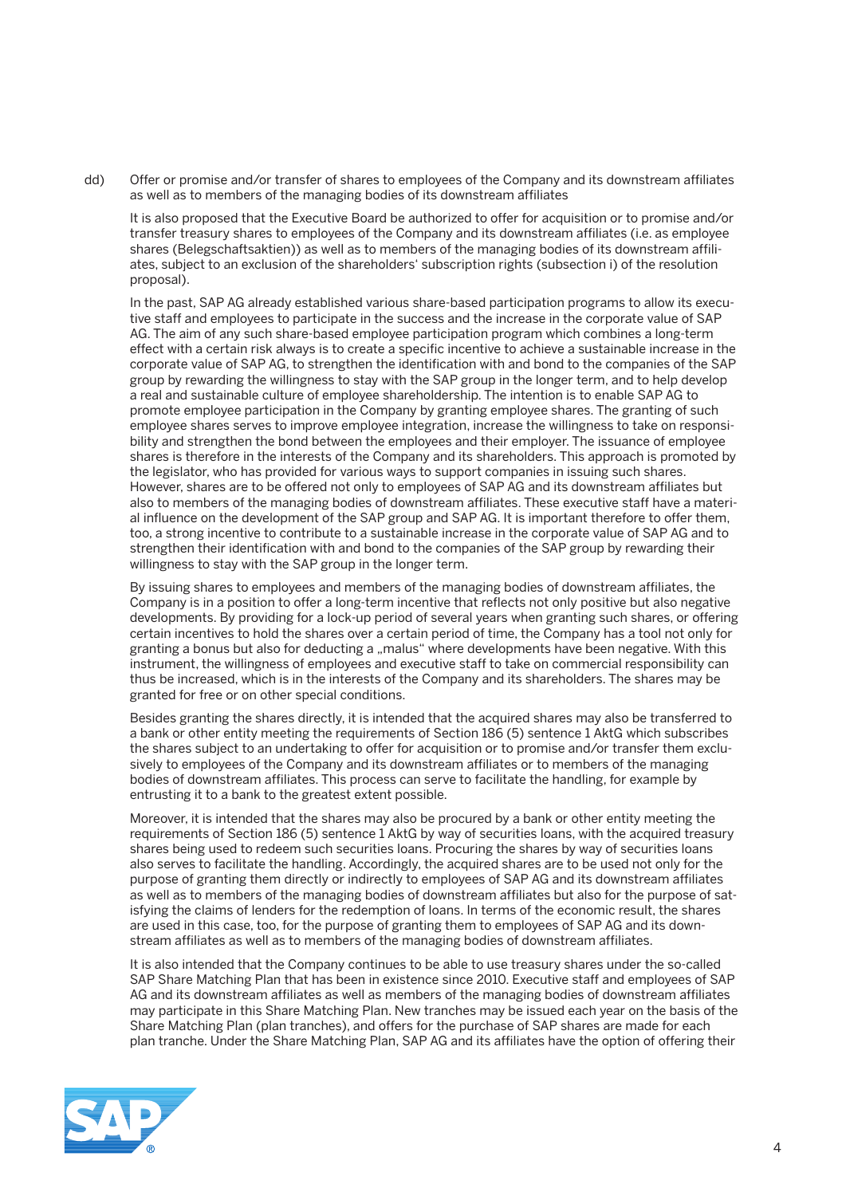dd) Offer or promise and/or transfer of shares to employees of the Company and its downstream affiliates as well as to members of the managing bodies of its downstream affiliates

It is also proposed that the Executive Board be authorized to offer for acquisition or to promise and/or transfer treasury shares to employees of the Company and its downstream affiliates (i.e. as employee shares (Belegschaftsaktien)) as well as to members of the managing bodies of its downstream affiliates, subject to an exclusion of the shareholders' subscription rights (subsection i) of the resolution proposal).

In the past, SAP AG already established various share-based participation programs to allow its executive staff and employees to participate in the success and the increase in the corporate value of SAP AG. The aim of any such share-based employee participation program which combines a long-term effect with a certain risk always is to create a specific incentive to achieve a sustainable increase in the corporate value of SAP AG, to strengthen the identification with and bond to the companies of the SAP group by rewarding the willingness to stay with the SAP group in the longer term, and to help develop a real and sustainable culture of employee shareholdership. The intention is to enable SAP AG to promote employee participation in the Company by granting employee shares. The granting of such employee shares serves to improve employee integration, increase the willingness to take on responsibility and strengthen the bond between the employees and their employer. The issuance of employee shares is therefore in the interests of the Company and its shareholders. This approach is promoted by the legislator, who has provided for various ways to support companies in issuing such shares. However, shares are to be offered not only to employees of SAP AG and its downstream affiliates but also to members of the managing bodies of downstream affiliates. These executive staff have a material influence on the development of the SAP group and SAP AG. It is important therefore to offer them, too, a strong incentive to contribute to a sustainable increase in the corporate value of SAP AG and to strengthen their identification with and bond to the companies of the SAP group by rewarding their willingness to stay with the SAP group in the longer term.

By issuing shares to employees and members of the managing bodies of downstream affiliates, the Company is in a position to offer a long-term incentive that reflects not only positive but also negative developments. By providing for a lock-up period of several years when granting such shares, or offering certain incentives to hold the shares over a certain period of time, the Company has a tool not only for granting a bonus but also for deducting a „malus" where developments have been negative. With this instrument, the willingness of employees and executive staff to take on commercial responsibility can thus be increased, which is in the interests of the Company and its shareholders. The shares may be granted for free or on other special conditions.

Besides granting the shares directly, it is intended that the acquired shares may also be transferred to a bank or other entity meeting the requirements of Section 186 (5) sentence 1 AktG which subscribes the shares subject to an undertaking to offer for acquisition or to promise and/or transfer them exclusively to employees of the Company and its downstream affiliates or to members of the managing bodies of downstream affiliates. This process can serve to facilitate the handling, for example by entrusting it to a bank to the greatest extent possible.

Moreover, it is intended that the shares may also be procured by a bank or other entity meeting the requirements of Section 186 (5) sentence 1 AktG by way of securities loans, with the acquired treasury shares being used to redeem such securities loans. Procuring the shares by way of securities loans also serves to facilitate the handling. Accordingly, the acquired shares are to be used not only for the purpose of granting them directly or indirectly to employees of SAP AG and its downstream affiliates as well as to members of the managing bodies of downstream affiliates but also for the purpose of satisfying the claims of lenders for the redemption of loans. In terms of the economic result, the shares are used in this case, too, for the purpose of granting them to employees of SAP AG and its downstream affiliates as well as to members of the managing bodies of downstream affiliates.

It is also intended that the Company continues to be able to use treasury shares under the so-called SAP Share Matching Plan that has been in existence since 2010. Executive staff and employees of SAP AG and its downstream affiliates as well as members of the managing bodies of downstream affiliates may participate in this Share Matching Plan. New tranches may be issued each year on the basis of the Share Matching Plan (plan tranches), and offers for the purchase of SAP shares are made for each plan tranche. Under the Share Matching Plan, SAP AG and its affiliates have the option of offering their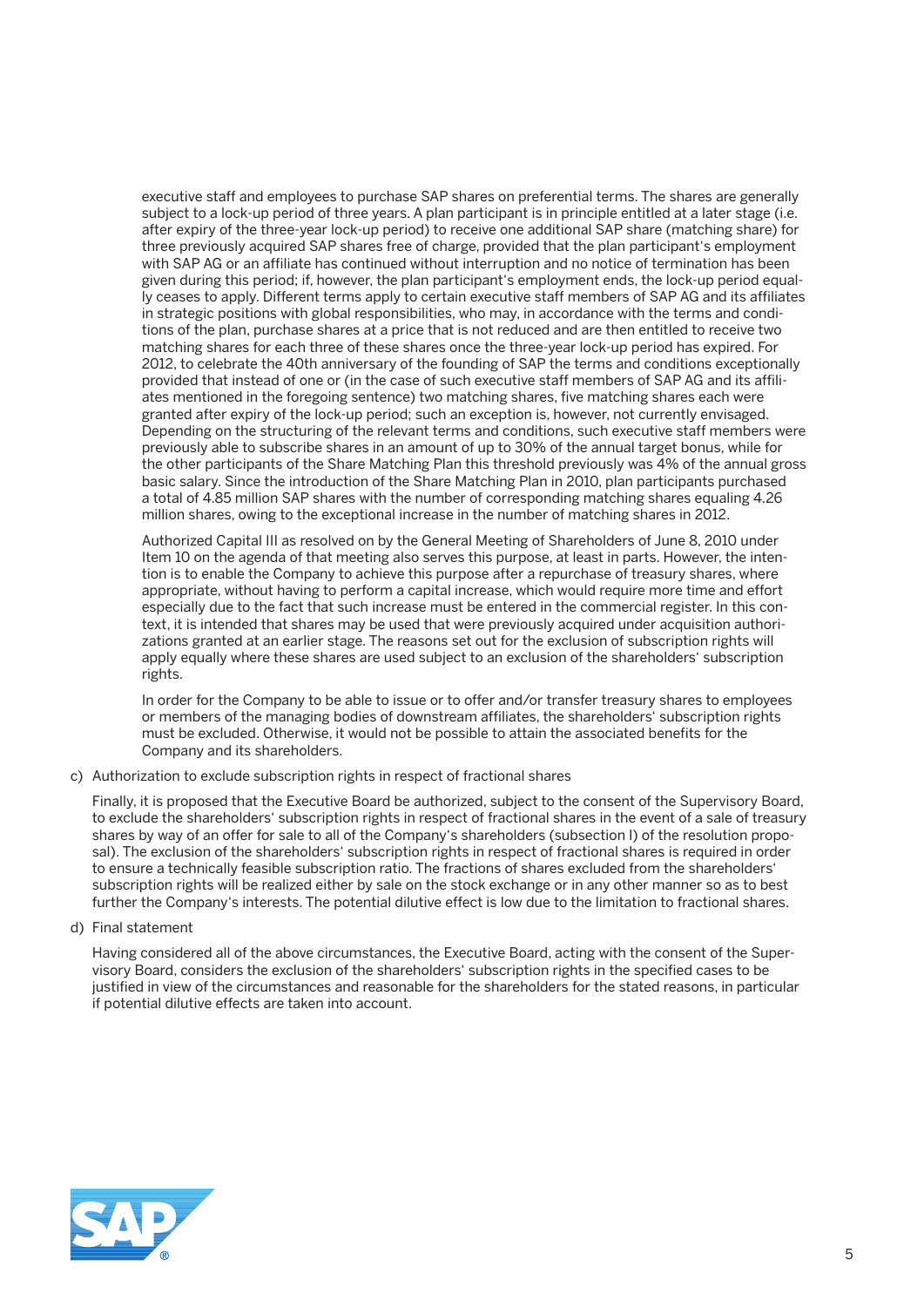executive staff and employees to purchase SAP shares on preferential terms. The shares are generally subject to a lock-up period of three years. A plan participant is in principle entitled at a later stage (i.e. after expiry of the three-year lock-up period) to receive one additional SAP share (matching share) for three previously acquired SAP shares free of charge, provided that the plan participant's employment with SAP AG or an affiliate has continued without interruption and no notice of termination has been given during this period; if, however, the plan participant's employment ends, the lock-up period equally ceases to apply. Different terms apply to certain executive staff members of SAP AG and its affiliates in strategic positions with global responsibilities, who may, in accordance with the terms and conditions of the plan, purchase shares at a price that is not reduced and are then entitled to receive two matching shares for each three of these shares once the three-year lock-up period has expired. For 2012, to celebrate the 40th anniversary of the founding of SAP the terms and conditions exceptionally provided that instead of one or (in the case of such executive staff members of SAP AG and its affiliates mentioned in the foregoing sentence) two matching shares, five matching shares each were granted after expiry of the lock-up period; such an exception is, however, not currently envisaged. Depending on the structuring of the relevant terms and conditions, such executive staff members were previously able to subscribe shares in an amount of up to 30% of the annual target bonus, while for the other participants of the Share Matching Plan this threshold previously was 4% of the annual gross basic salary. Since the introduction of the Share Matching Plan in 2010, plan participants purchased a total of 4.85 million SAP shares with the number of corresponding matching shares equaling 4.26 million shares, owing to the exceptional increase in the number of matching shares in 2012.

Authorized Capital III as resolved on by the General Meeting of Shareholders of June 8, 2010 under Item 10 on the agenda of that meeting also serves this purpose, at least in parts. However, the intention is to enable the Company to achieve this purpose after a repurchase of treasury shares, where appropriate, without having to perform a capital increase, which would require more time and effort especially due to the fact that such increase must be entered in the commercial register. In this context, it is intended that shares may be used that were previously acquired under acquisition authorizations granted at an earlier stage. The reasons set out for the exclusion of subscription rights will apply equally where these shares are used subject to an exclusion of the shareholders' subscription rights.

In order for the Company to be able to issue or to offer and/or transfer treasury shares to employees or members of the managing bodies of downstream affiliates, the shareholders' subscription rights must be excluded. Otherwise, it would not be possible to attain the associated benefits for the Company and its shareholders.

c) Authorization to exclude subscription rights in respect of fractional shares

Finally, it is proposed that the Executive Board be authorized, subject to the consent of the Supervisory Board, to exclude the shareholders' subscription rights in respect of fractional shares in the event of a sale of treasury shares by way of an offer for sale to all of the Company's shareholders (subsection I) of the resolution proposal). The exclusion of the shareholders' subscription rights in respect of fractional shares is required in order to ensure a technically feasible subscription ratio. The fractions of shares excluded from the shareholders' subscription rights will be realized either by sale on the stock exchange or in any other manner so as to best further the Company's interests. The potential dilutive effect is low due to the limitation to fractional shares.

d) Final statement

Having considered all of the above circumstances, the Executive Board, acting with the consent of the Supervisory Board, considers the exclusion of the shareholders' subscription rights in the specified cases to be justified in view of the circumstances and reasonable for the shareholders for the stated reasons, in particular if potential dilutive effects are taken into account.